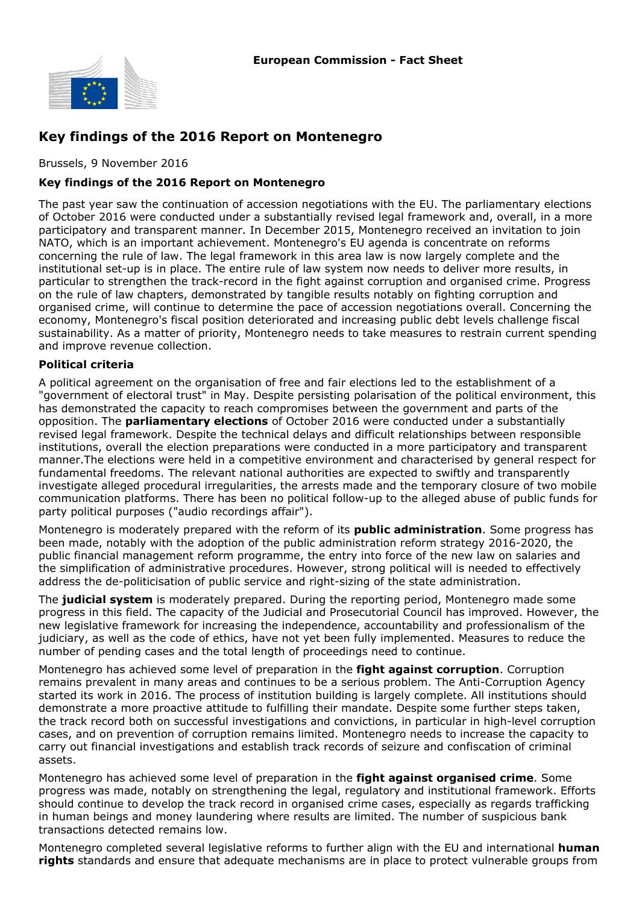**European Commission - Fact Sheet**

# Key findings of the 2016 Report on Montenegro

Brussels, 9 November 2016

### Key findings of the 2016 Report on Montenegro

The past year saw the continuation of accession negotiations with the EU. The parliamentary elections of October 2016 were conducted under a substantially revised legal framework and, overall, in a more participatory and transparent manner. In December 2015, Montenegro received an invitation to join NATO, which is an important achievement. Montenegro's EU agenda is concentrate on reforms concerning the rule of law. The legal framework in this area law is now largely complete and the institutional set-up is in place. The entire rule of law system now needs to deliver more results, in particular to strengthen the track-record in the fight against corruption and organised crime. Progress on the rule of law chapters, demonstrated by tangible results notably on fighting corruption and organised crime, will continue to determine the pace of accession negotiations overall. Concerning the economy, Montenegro's fiscal position deteriorated and increasing public debt levels challenge fiscal sustainability. As a matter of priority, Montenegro needs to take measures to restrain current spending and improve revenue collection.

### Political criteria

A political agreement on the organisation of free and fair elections led to the establishment of a "government of electoral trust" in May. Despite persisting polarisation of the political environment, this has demonstrated the capacity to reach compromises between the government and parts of the opposition. The **parliamentary elections** of October 2016 were conducted under a substantially revised legal framework. Despite the technical delays and difficult relationships between responsible institutions, overall the election preparations were conducted in a more participatory and transparent manner.The elections were held in a competitive environment and characterised by general respect for fundamental freedoms. The relevant national authorities are expected to swiftly and transparently investigate alleged procedural irregularities, the arrests made and the temporary closure of two mobile communication platforms. There has been no political follow-up to the alleged abuse of public funds for party political purposes ("audio recordings affair").

Montenegro is moderately prepared with the reform of its **public administration**. Some progress has been made, notably with the adoption of the public administration reform strategy 2016-2020, the public financial management reform programme, the entry into force of the new law on salaries and the simplification of administrative procedures. However, strong political will is needed to effectively address the de-politicisation of public service and right-sizing of the state administration.

The **judicial system** is moderately prepared. During the reporting period, Montenegro made some progress in this field. The capacity of the Judicial and Prosecutorial Council has improved. However, the new legislative framework for increasing the independence, accountability and professionalism of the judiciary, as well as the code of ethics, have not yet been fully implemented. Measures to reduce the number of pending cases and the total length of proceedings need to continue.

Montenegro has achieved some level of preparation in the **fight against corruption**. Corruption remains prevalent in many areas and continues to be a serious problem. The Anti-Corruption Agency started its work in 2016. The process of institution building is largely complete. All institutions should demonstrate a more proactive attitude to fulfilling their mandate. Despite some further steps taken, the track record both on successful investigations and convictions, in particular in high-level corruption cases, and on prevention of corruption remains limited. Montenegro needs to increase the capacity to carry out financial investigations and establish track records of seizure and confiscation of criminal assets.

Montenegro has achieved some level of preparation in the **fight against organised crime**. Some progress was made, notably on strengthening the legal, regulatory and institutional framework. Efforts should continue to develop the track record in organised crime cases, especially as regards trafficking in human beings and money laundering where results are limited. The number of suspicious bank transactions detected remains low.

Montenegro completed several legislative reforms to further align with the EU and international **human rights** standards and ensure that adequate mechanisms are in place to protect vulnerable groups from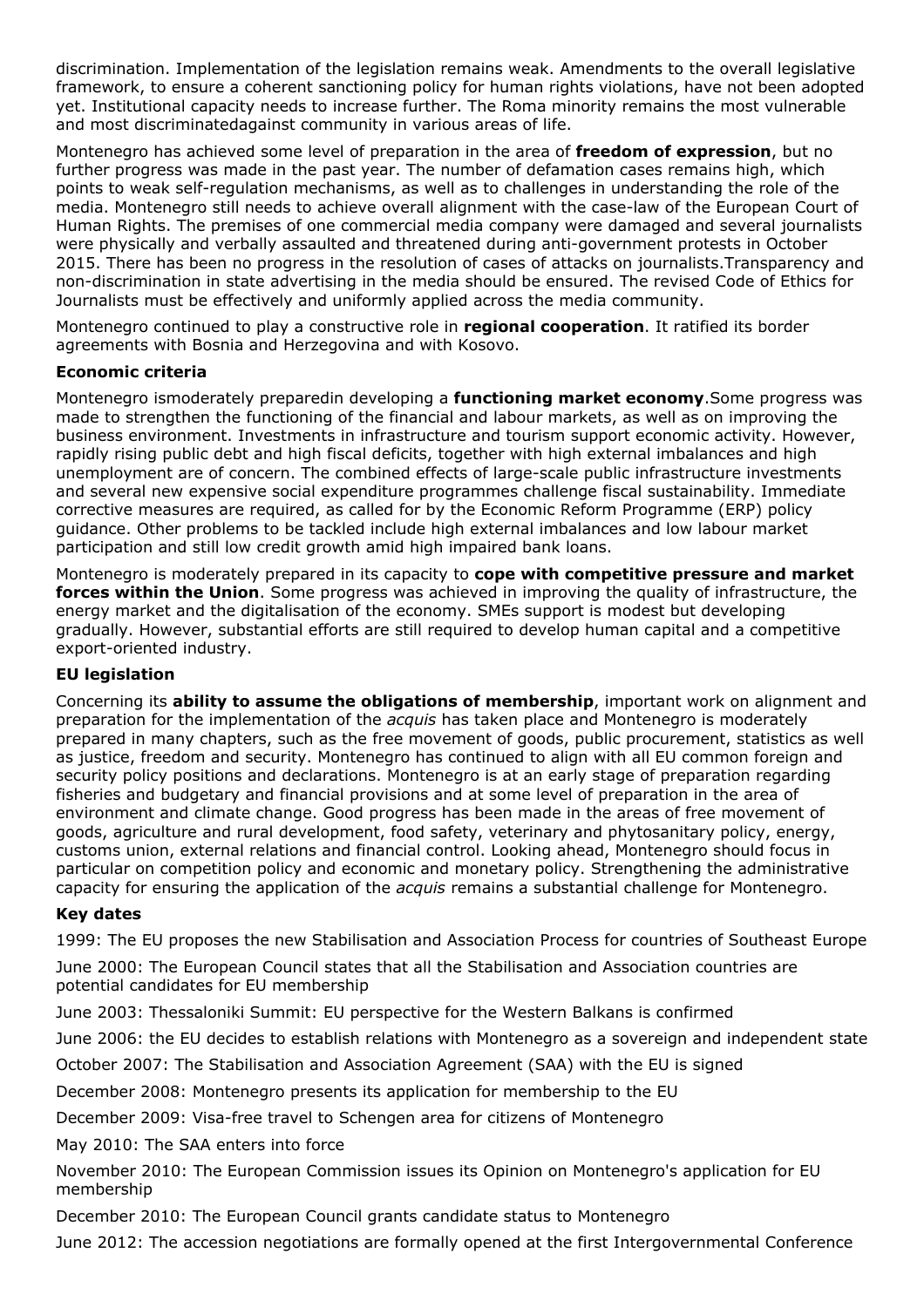discrimination. Implementation of the legislation remains weak. Amendments to the overall legislative framework, to ensure a coherent sanctioning policy for human rights violations, have not been adopted yet. Institutional capacity needs to increase further. The Roma minority remains the most vulnerable and most discriminatedagainst community in various areas of life.

Montenegro has achieved some level of preparation in the area of **freedom of expression**, but no further progress was made in the past year. The number of defamation cases remains high, which points to weak self-regulation mechanisms, as well as to challenges in understanding the role of the media. Montenegro still needs to achieve overall alignment with the case-law of the European Court of Human Rights. The premises of one commercial media company were damaged and several journalists were physically and verbally assaulted and threatened during anti-government protests in October 2015. There has been no progress in the resolution of cases of attacks on journalists.Transparency and non-discrimination in state advertising in the media should be ensured. The revised Code of Ethics for Journalists must be effectively and uniformly applied across the media community.

Montenegro continued to play a constructive role in **regional cooperation**. It ratified its border agreements with Bosnia and Herzegovina and with Kosovo.

### Economic criteria

Montenegro ismoderately preparedin developing a **functioning market economy**.Some progress was made to strengthen the functioning of the financial and labour markets, as well as on improving the business environment. Investments in infrastructure and tourism support economic activity. However, rapidly rising public debt and high fiscal deficits, together with high external imbalances and high unemployment are of concern. The combined effects of large-scale public infrastructure investments and several new expensive social expenditure programmes challenge fiscal sustainability. Immediate corrective measures are required, as called for by the Economic Reform Programme (ERP) policy guidance. Other problems to be tackled include high external imbalances and low labour market participation and still low credit growth amid high impaired bank loans.

Montenegro is moderately prepared in its capacity to **cope with competitive pressure and market forces within the Union**. Some progress was achieved in improving the quality of infrastructure, the energy market and the digitalisation of the economy. SMEs support is modest but developing gradually. However, substantial efforts are still required to develop human capital and a competitive export-oriented industry.

### EU legislation

Concerning its **ability to assume the obligations of membership**, important work on alignment and preparation for the implementation of the *acquis* has taken place and Montenegro is moderately prepared in many chapters, such as the free movement of goods, public procurement, statistics as well as justice, freedom and security. Montenegro has continued to align with all EU common foreign and security policy positions and declarations. Montenegro is at an early stage of preparation regarding fisheries and budgetary and financial provisions and at some level of preparation in the area of environment and climate change. Good progress has been made in the areas of free movement of goods, agriculture and rural development, food safety, veterinary and phytosanitary policy, energy, customs union, external relations and financial control. Looking ahead, Montenegro should focus in particular on competition policy and economic and monetary policy. Strengthening the administrative capacity for ensuring the application of the *acquis* remains a substantial challenge for Montenegro.

### Key dates

1999: The EU proposes the new Stabilisation and Association Process for countries of Southeast Europe

June 2000: The European Council states that all the Stabilisation and Association countries are potential candidates for EU membership

June 2003: Thessaloniki Summit: EU perspective for the Western Balkans is confirmed

June 2006: the EU decides to establish relations with Montenegro as a sovereign and independent state

October 2007: The Stabilisation and Association Agreement (SAA) with the EU is signed

December 2008: Montenegro presents its application for membership to the EU

December 2009: Visa-free travel to Schengen area for citizens of Montenegro

May 2010: The SAA enters into force

November 2010: The European Commission issues its Opinion on Montenegro's application for EU membership

December 2010: The European Council grants candidate status to Montenegro

June 2012: The accession negotiations are formally opened at the first Intergovernmental Conference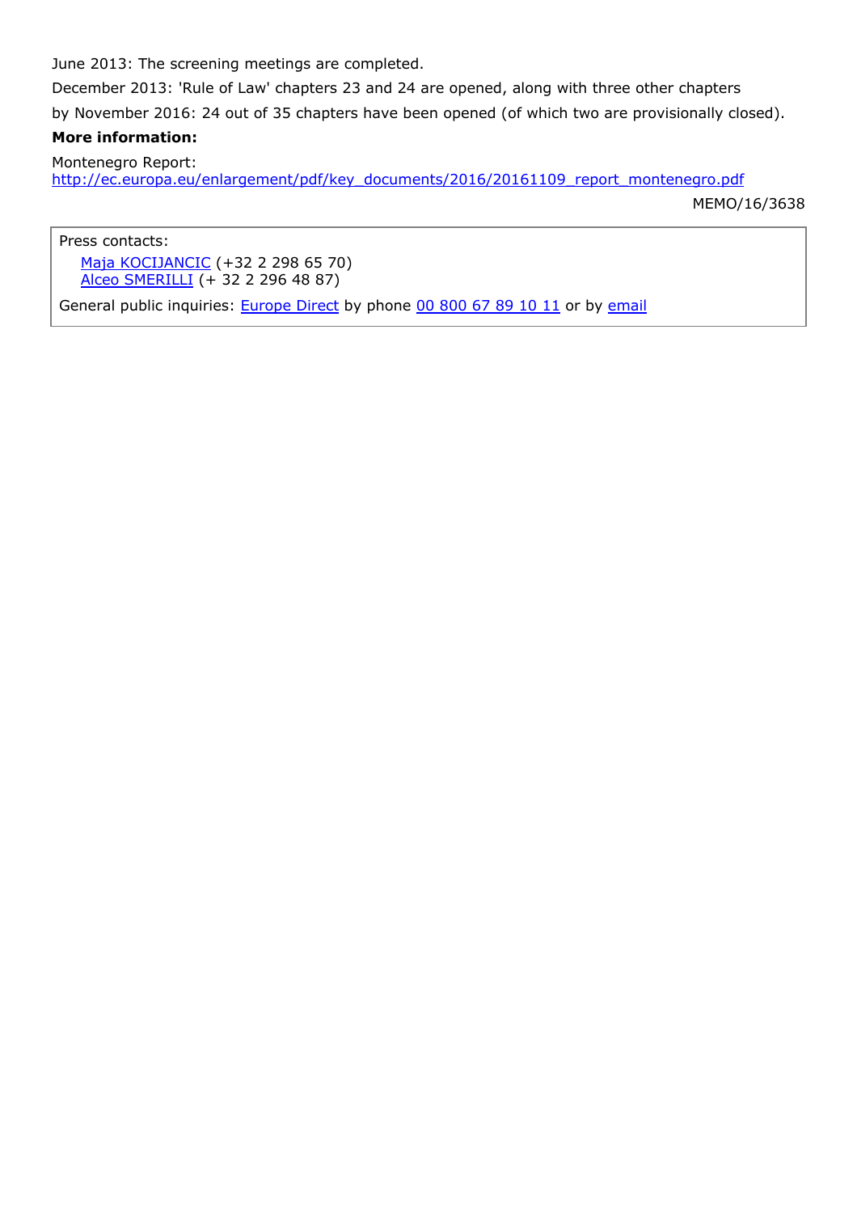June 2013: The screening meetings are completed.

December 2013: 'Rule of Law' chapters 23 and 24 are opened, along with three other chapters

by November 2016: 24 out of 35 chapters have been opened (of which two are provisionally closed).

**More information:**

Montenegro Report:
http://ec.europa.eu/enlargement/pdf/key_documents/2016/20161109_report_montenegro.pdf

MEMO/16/3638

Press contacts:

Maja KOCIJANCIC (+32 2 298 65 70)
Alceo SMERILLI (+ 32 2 296 48 87)

General public inquiries: Europe Direct by phone 00 800 67 89 10 11 or by email